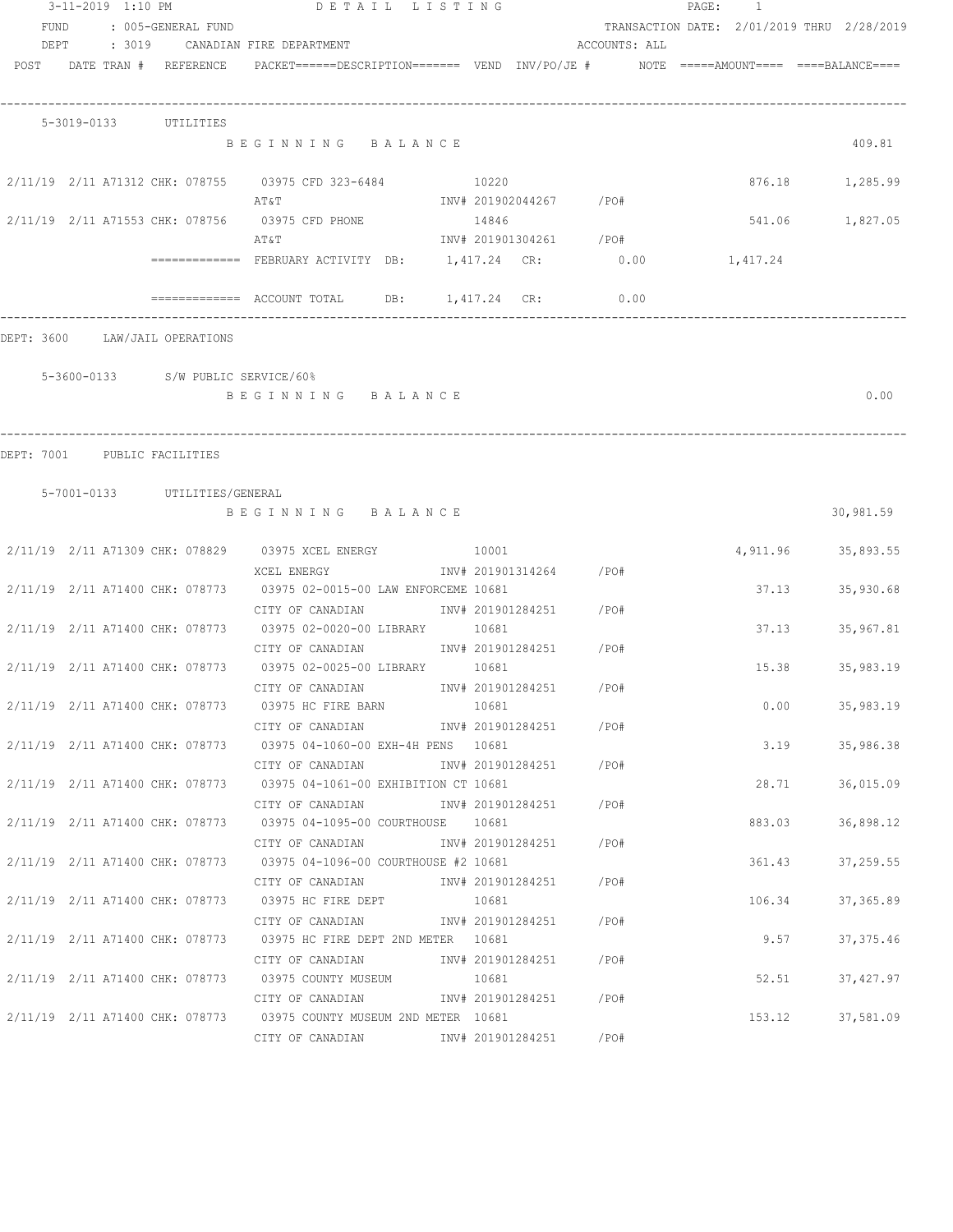3-11-2019 1:10 PM DETAIL LISTING PAGE: 1

FUND : 005-GENERAL FUND TRANSACTION DATE: 2/01/2019 THRU 2/28/2019

DEPT : 3019 CANADIAN FIRE DEPARTMENT ACCOUNTS: ALL

| POST | DATE TRAN # | REFERENCE | PACKET======DESCRIPTION======= | VEND | INV/PO/JE # | NOTE | =====AMOUNT==== | ====BALANCE==== |
|---|---|---|---|---|---|---|---|---|
| **5-3019-0133 UTILITIES** | | | | | | | | |
| | | | BEGINNING BALANCE | | | | | 409.81 |
| 2/11/19 | 2/11 A71312 | CHK: 078755 | 03975 CFD 323-6484 / AT&T | 10220 | INV# 201902044267 /PO# | | 876.18 | 1,285.99 |
| 2/11/19 | 2/11 A71553 | CHK: 078756 | 03975 CFD PHONE / AT&T | 14846 | INV# 201901304261 /PO# | | 541.06 | 1,827.05 |
| | | ============= | FEBRUARY ACTIVITY DB: 1,417.24 CR: 0.00 | | | | 1,417.24 | |
| | | ============= | ACCOUNT TOTAL DB: 1,417.24 CR: 0.00 | | | | | |

DEPT: 3600 LAW/JAIL OPERATIONS

| POST | DATE TRAN # | REFERENCE | PACKET======DESCRIPTION======= | VEND | INV/PO/JE # | NOTE | =====AMOUNT==== | ====BALANCE==== |
|---|---|---|---|---|---|---|---|---|
| **5-3600-0133 S/W PUBLIC SERVICE/60%** | | | | | | | | |
| | | | BEGINNING BALANCE | | | | | 0.00 |

DEPT: 7001 PUBLIC FACILITIES

| POST | DATE TRAN # | REFERENCE | PACKET======DESCRIPTION======= | VEND | INV/PO/JE # | NOTE | =====AMOUNT==== | ====BALANCE==== |
|---|---|---|---|---|---|---|---|---|
| **5-7001-0133 UTILITIES/GENERAL** | | | | | | | | |
| | | | BEGINNING BALANCE | | | | | 30,981.59 |
| 2/11/19 | 2/11 A71309 | CHK: 078829 | 03975 XCEL ENERGY / XCEL ENERGY | 10001 | INV# 201901314264 /PO# | | 4,911.96 | 35,893.55 |
| 2/11/19 | 2/11 A71400 | CHK: 078773 | 03975 02-0015-00 LAW ENFORCEME / CITY OF CANADIAN | 10681 | INV# 201901284251 /PO# | | 37.13 | 35,930.68 |
| 2/11/19 | 2/11 A71400 | CHK: 078773 | 03975 02-0020-00 LIBRARY / CITY OF CANADIAN | 10681 | INV# 201901284251 /PO# | | 37.13 | 35,967.81 |
| 2/11/19 | 2/11 A71400 | CHK: 078773 | 03975 02-0025-00 LIBRARY / CITY OF CANADIAN | 10681 | INV# 201901284251 /PO# | | 15.38 | 35,983.19 |
| 2/11/19 | 2/11 A71400 | CHK: 078773 | 03975 HC FIRE BARN / CITY OF CANADIAN | 10681 | INV# 201901284251 /PO# | | 0.00 | 35,983.19 |
| 2/11/19 | 2/11 A71400 | CHK: 078773 | 03975 04-1060-00 EXH-4H PENS / CITY OF CANADIAN | 10681 | INV# 201901284251 /PO# | | 3.19 | 35,986.38 |
| 2/11/19 | 2/11 A71400 | CHK: 078773 | 03975 04-1061-00 EXHIBITION CT / CITY OF CANADIAN | 10681 | INV# 201901284251 /PO# | | 28.71 | 36,015.09 |
| 2/11/19 | 2/11 A71400 | CHK: 078773 | 03975 04-1095-00 COURTHOUSE / CITY OF CANADIAN | 10681 | INV# 201901284251 /PO# | | 883.03 | 36,898.12 |
| 2/11/19 | 2/11 A71400 | CHK: 078773 | 03975 04-1096-00 COURTHOUSE #2 / CITY OF CANADIAN | 10681 | INV# 201901284251 /PO# | | 361.43 | 37,259.55 |
| 2/11/19 | 2/11 A71400 | CHK: 078773 | 03975 HC FIRE DEPT / CITY OF CANADIAN | 10681 | INV# 201901284251 /PO# | | 106.34 | 37,365.89 |
| 2/11/19 | 2/11 A71400 | CHK: 078773 | 03975 HC FIRE DEPT 2ND METER / CITY OF CANADIAN | 10681 | INV# 201901284251 /PO# | | 9.57 | 37,375.46 |
| 2/11/19 | 2/11 A71400 | CHK: 078773 | 03975 COUNTY MUSEUM / CITY OF CANADIAN | 10681 | INV# 201901284251 /PO# | | 52.51 | 37,427.97 |
| 2/11/19 | 2/11 A71400 | CHK: 078773 | 03975 COUNTY MUSEUM 2ND METER / CITY OF CANADIAN | 10681 | INV# 201901284251 /PO# | | 153.12 | 37,581.09 |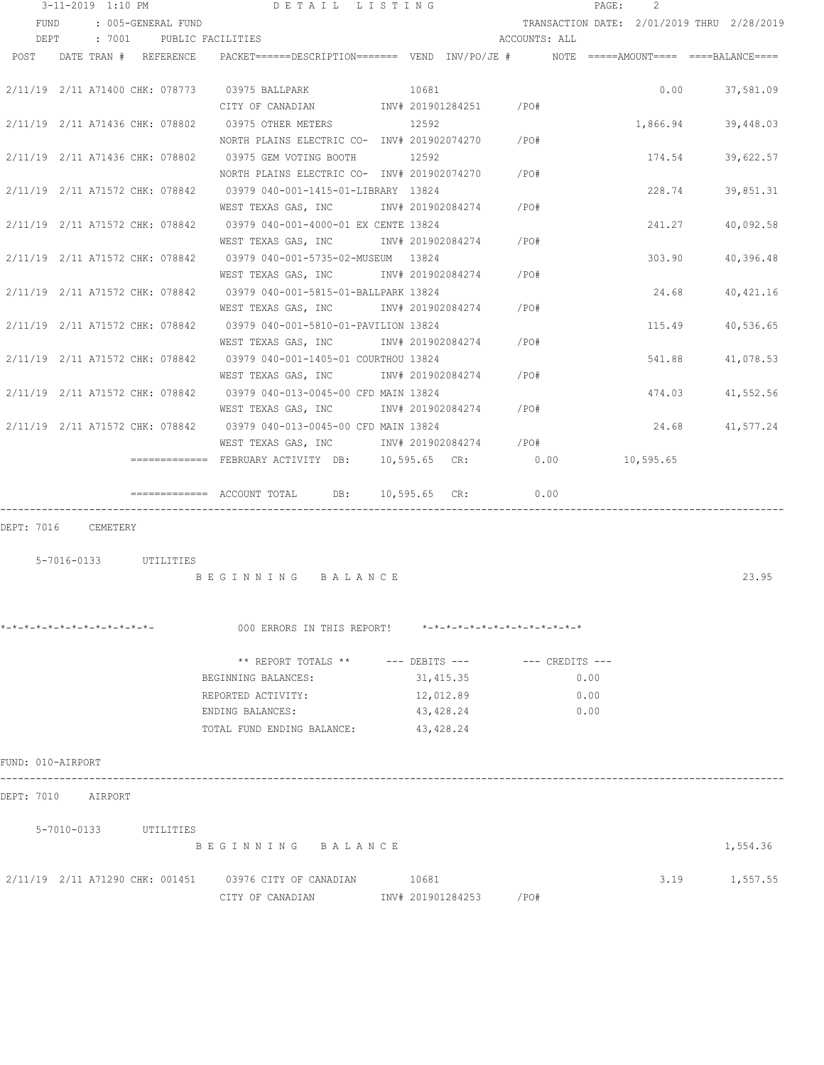FUND : 005-GENERAL FUND  TRANSACTION DATE: 2/01/2019 THRU 2/28/2019
DEPT : 7001 PUBLIC FACILITIES  ACCOUNTS: ALL

| POST | DATE | TRAN # | REFERENCE | PACKET======DESCRIPTION====== | VEND | INV/PO/JE # | NOTE | =====AMOUNT==== | ====BALANCE==== |
|---|---|---|---|---|---|---|---|---|---|
| 2/11/19 | 2/11 | A71400 | CHK: 078773 | 03975 BALLPARK<br>CITY OF CANADIAN | 10681 | INV# 201901284251 /PO# | | 0.00 | 37,581.09 |
| 2/11/19 | 2/11 | A71436 | CHK: 078802 | 03975 OTHER METERS<br>NORTH PLAINS ELECTRIC CO- | 12592 | INV# 201902074270 /PO# | | 1,866.94 | 39,448.03 |
| 2/11/19 | 2/11 | A71436 | CHK: 078802 | 03975 GEM VOTING BOOTH<br>NORTH PLAINS ELECTRIC CO- | 12592 | INV# 201902074270 /PO# | | 174.54 | 39,622.57 |
| 2/11/19 | 2/11 | A71572 | CHK: 078842 | 03979 040-001-1415-01-LIBRARY<br>WEST TEXAS GAS, INC | 13824 | INV# 201902084274 /PO# | | 228.74 | 39,851.31 |
| 2/11/19 | 2/11 | A71572 | CHK: 078842 | 03979 040-001-4000-01 EX CENTE<br>WEST TEXAS GAS, INC | 13824 | INV# 201902084274 /PO# | | 241.27 | 40,092.58 |
| 2/11/19 | 2/11 | A71572 | CHK: 078842 | 03979 040-001-5735-02-MUSEUM<br>WEST TEXAS GAS, INC | 13824 | INV# 201902084274 /PO# | | 303.90 | 40,396.48 |
| 2/11/19 | 2/11 | A71572 | CHK: 078842 | 03979 040-001-5815-01-BALLPARK<br>WEST TEXAS GAS, INC | 13824 | INV# 201902084274 /PO# | | 24.68 | 40,421.16 |
| 2/11/19 | 2/11 | A71572 | CHK: 078842 | 03979 040-001-5810-01-PAVILION<br>WEST TEXAS GAS, INC | 13824 | INV# 201902084274 /PO# | | 115.49 | 40,536.65 |
| 2/11/19 | 2/11 | A71572 | CHK: 078842 | 03979 040-001-1405-01 COURTHOU<br>WEST TEXAS GAS, INC | 13824 | INV# 201902084274 /PO# | | 541.88 | 41,078.53 |
| 2/11/19 | 2/11 | A71572 | CHK: 078842 | 03979 040-013-0045-00 CFD MAIN<br>WEST TEXAS GAS, INC | 13824 | INV# 201902084274 /PO# | | 474.03 | 41,552.56 |
| 2/11/19 | 2/11 | A71572 | CHK: 078842 | 03979 040-013-0045-00 CFD MAIN<br>WEST TEXAS GAS, INC | 13824 | INV# 201902084274 /PO# | | 24.68 | 41,577.24 |

============= FEBRUARY ACTIVITY DB: 10,595.65 CR: 0.00 10,595.65

============= ACCOUNT TOTAL DB: 10,595.65 CR: 0.00

DEPT: 7016 CEMETERY

5-7016-0133 UTILITIES

B E G I N N I N G B A L A N C E 23.95

*-*-*-*-*-*-*-*-*-*-*-*-*- 000 ERRORS IN THIS REPORT! *-*-*-*-*-*-*-*-*-*-*-*-*-*

| ** REPORT TOTALS ** | --- DEBITS --- | --- CREDITS --- |
|---|---|---|
| BEGINNING BALANCES: | 31,415.35 | 0.00 |
| REPORTED ACTIVITY: | 12,012.89 | 0.00 |
| ENDING BALANCES: | 43,428.24 | 0.00 |
| TOTAL FUND ENDING BALANCE: | 43,428.24 | |

FUND: 010-AIRPORT

DEPT: 7010 AIRPORT

5-7010-0133 UTILITIES

B E G I N N I N G B A L A N C E 1,554.36

| POST | DATE | TRAN # | REFERENCE | PACKET======DESCRIPTION====== | VEND | INV/PO/JE # | NOTE | =====AMOUNT==== | ====BALANCE==== |
|---|---|---|---|---|---|---|---|---|---|
| 2/11/19 | 2/11 | A71290 | CHK: 001451 | 03976 CITY OF CANADIAN<br>CITY OF CANADIAN | 10681 | INV# 201901284253 /PO# | | 3.19 | 1,557.55 |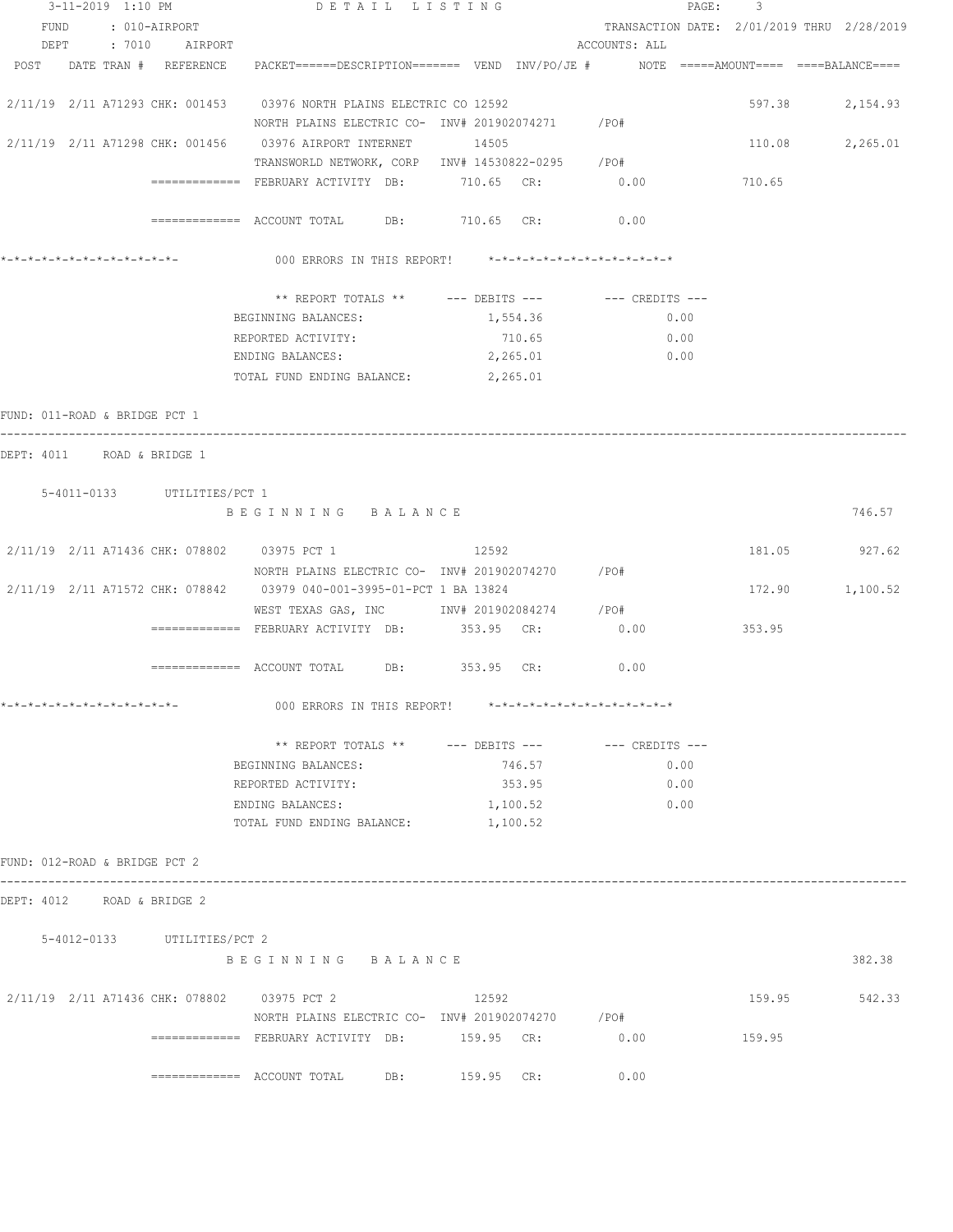FUND : 010-AIRPORT　　　　TRANSACTION DATE: 2/01/2019 THRU 2/28/2019
DEPT : 7010 AIRPORT　　　　ACCOUNTS: ALL

| POST | DATE | TRAN # | REFERENCE | PACKET======DESCRIPTION======= | VEND | INV/PO/JE # | NOTE | =====AMOUNT==== | ====BALANCE==== |
|---|---|---|---|---|---|---|---|---|---|
| 2/11/19 | 2/11 | A71293 | CHK: 001453 | 03976 NORTH PLAINS ELECTRIC CO | 12592 | | | 597.38 | 2,154.93 |
| | | | | NORTH PLAINS ELECTRIC CO- | | INV# 201902074271 | /PO# | | |
| 2/11/19 | 2/11 | A71298 | CHK: 001456 | 03976 AIRPORT INTERNET | 14505 | | | 110.08 | 2,265.01 |
| | | | | TRANSWORLD NETWORK, CORP | | INV# 14530822-0295 | /PO# | | |

============= FEBRUARY ACTIVITY DB: 710.65 CR: 0.00 710.65

============= ACCOUNT TOTAL DB: 710.65 CR: 0.00

*-*-*-*-*-*-*-*-*-*-*-*-*-　000 ERRORS IN THIS REPORT!　*-*-*-*-*-*-*-*-*-*-*-*-*-*

| ** REPORT TOTALS ** | --- DEBITS --- | --- CREDITS --- |
|---|---|---|
| BEGINNING BALANCES: | 1,554.36 | 0.00 |
| REPORTED ACTIVITY: | 710.65 | 0.00 |
| ENDING BALANCES: | 2,265.01 | 0.00 |
| TOTAL FUND ENDING BALANCE: | 2,265.01 | |

FUND: 011-ROAD & BRIDGE PCT 1

DEPT: 4011 ROAD & BRIDGE 1

5-4011-0133 UTILITIES/PCT 1

B E G I N N I N G　B A L A N C E　　746.57

| POST | DATE | TRAN # | REFERENCE | PACKET======DESCRIPTION======= | VEND | INV/PO/JE # | NOTE | =====AMOUNT==== | ====BALANCE==== |
|---|---|---|---|---|---|---|---|---|---|
| 2/11/19 | 2/11 | A71436 | CHK: 078802 | 03975 PCT 1 | 12592 | | | 181.05 | 927.62 |
| | | | | NORTH PLAINS ELECTRIC CO- | | INV# 201902074270 | /PO# | | |
| 2/11/19 | 2/11 | A71572 | CHK: 078842 | 03979 040-001-3995-01-PCT 1 BA | 13824 | | | 172.90 | 1,100.52 |
| | | | | WEST TEXAS GAS, INC | | INV# 201902084274 | /PO# | | |

============= FEBRUARY ACTIVITY DB: 353.95 CR: 0.00 353.95

============= ACCOUNT TOTAL DB: 353.95 CR: 0.00

*-*-*-*-*-*-*-*-*-*-*-*-*-　000 ERRORS IN THIS REPORT!　*-*-*-*-*-*-*-*-*-*-*-*-*-*

| ** REPORT TOTALS ** | --- DEBITS --- | --- CREDITS --- |
|---|---|---|
| BEGINNING BALANCES: | 746.57 | 0.00 |
| REPORTED ACTIVITY: | 353.95 | 0.00 |
| ENDING BALANCES: | 1,100.52 | 0.00 |
| TOTAL FUND ENDING BALANCE: | 1,100.52 | |

FUND: 012-ROAD & BRIDGE PCT 2

DEPT: 4012 ROAD & BRIDGE 2

5-4012-0133 UTILITIES/PCT 2

B E G I N N I N G　B A L A N C E　　382.38

| POST | DATE | TRAN # | REFERENCE | PACKET======DESCRIPTION======= | VEND | INV/PO/JE # | NOTE | =====AMOUNT==== | ====BALANCE==== |
|---|---|---|---|---|---|---|---|---|---|
| 2/11/19 | 2/11 | A71436 | CHK: 078802 | 03975 PCT 2 | 12592 | | | 159.95 | 542.33 |
| | | | | NORTH PLAINS ELECTRIC CO- | | INV# 201902074270 | /PO# | | |

============= FEBRUARY ACTIVITY DB: 159.95 CR: 0.00 159.95

============= ACCOUNT TOTAL DB: 159.95 CR: 0.00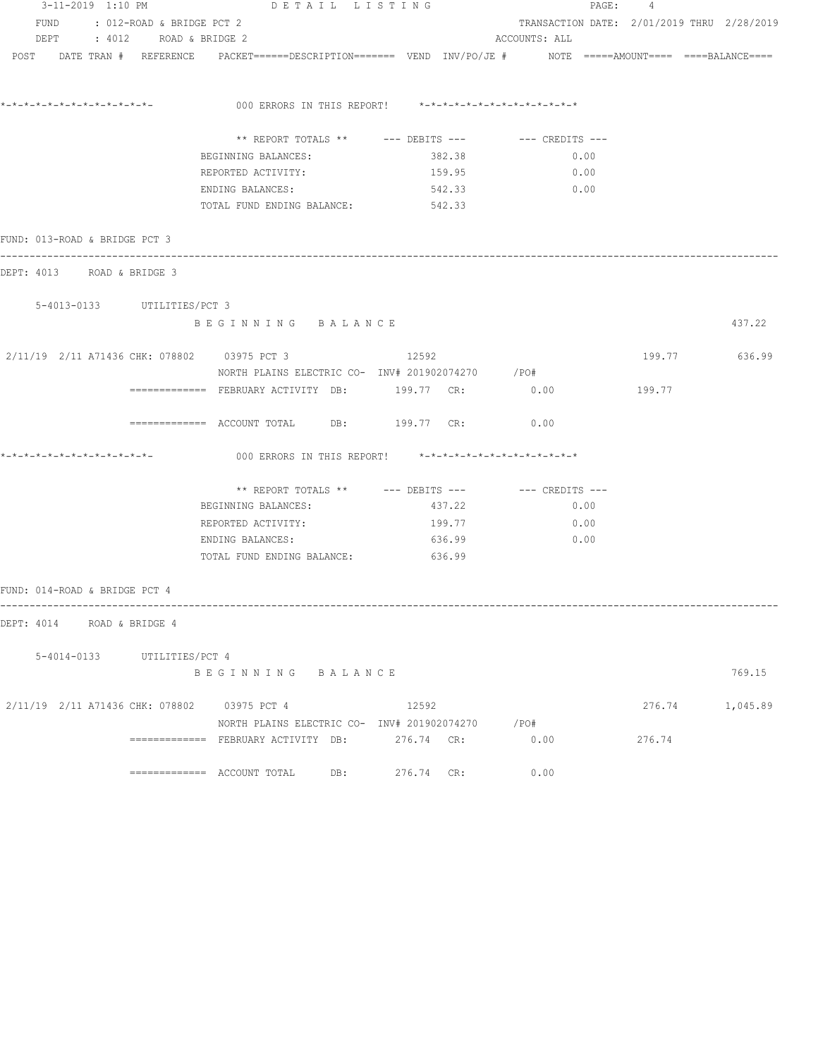FUND : 012-ROAD & BRIDGE PCT 2 TRANSACTION DATE: 2/01/2019 THRU 2/28/2019
DEPT : 4012 ROAD & BRIDGE 2 ACCOUNTS: ALL

POST DATE TRAN # REFERENCE PACKET======DESCRIPTION======= VEND INV/PO/JE # NOTE =====AMOUNT==== ====BALANCE====

*-*-*-*-*-*-*-*-*-*-*-*-*-*- 000 ERRORS IN THIS REPORT! *-*-*-*-*-*-*-*-*-*-*-*-*-*

| ** REPORT TOTALS ** | --- DEBITS --- | --- CREDITS --- |
|---|---|---|
| BEGINNING BALANCES: | 382.38 | 0.00 |
| REPORTED ACTIVITY: | 159.95 | 0.00 |
| ENDING BALANCES: | 542.33 | 0.00 |
| TOTAL FUND ENDING BALANCE: | 542.33 | |

FUND: 013-ROAD & BRIDGE PCT 3

DEPT: 4013 ROAD & BRIDGE 3

5-4013-0133 UTILITIES/PCT 3

B E G I N N I N G B A L A N C E 437.22

2/11/19 2/11 A71436 CHK: 078802 03975 PCT 3 12592 199.77 636.99
NORTH PLAINS ELECTRIC CO- INV# 201902074270 /PO#

============= FEBRUARY ACTIVITY DB: 199.77 CR: 0.00 199.77

============= ACCOUNT TOTAL DB: 199.77 CR: 0.00

*-*-*-*-*-*-*-*-*-*-*-*-*-*- 000 ERRORS IN THIS REPORT! *-*-*-*-*-*-*-*-*-*-*-*-*-*

| ** REPORT TOTALS ** | --- DEBITS --- | --- CREDITS --- |
|---|---|---|
| BEGINNING BALANCES: | 437.22 | 0.00 |
| REPORTED ACTIVITY: | 199.77 | 0.00 |
| ENDING BALANCES: | 636.99 | 0.00 |
| TOTAL FUND ENDING BALANCE: | 636.99 | |

FUND: 014-ROAD & BRIDGE PCT 4

DEPT: 4014 ROAD & BRIDGE 4

5-4014-0133 UTILITIES/PCT 4

B E G I N N I N G B A L A N C E 769.15

2/11/19 2/11 A71436 CHK: 078802 03975 PCT 4 12592 276.74 1,045.89
NORTH PLAINS ELECTRIC CO- INV# 201902074270 /PO#

============= FEBRUARY ACTIVITY DB: 276.74 CR: 0.00 276.74

============= ACCOUNT TOTAL DB: 276.74 CR: 0.00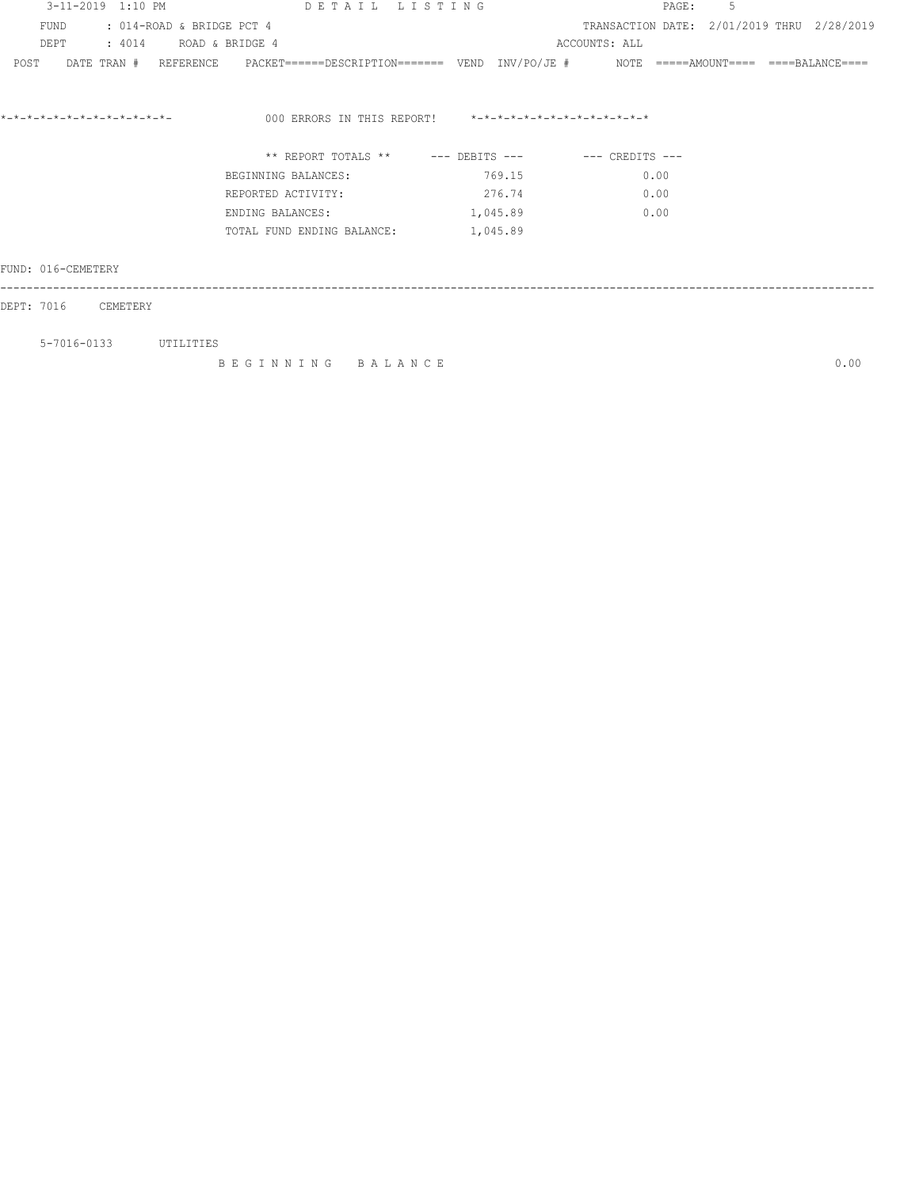3-11-2019 1:10 PM DETAIL LISTING PAGE: 5

FUND : 014-ROAD & BRIDGE PCT 4 TRANSACTION DATE: 2/01/2019 THRU 2/28/2019

DEPT : 4014 ROAD & BRIDGE 4 ACCOUNTS: ALL

POST DATE TRAN # REFERENCE PACKET======DESCRIPTION======= VEND INV/PO/JE # NOTE =====AMOUNT==== ====BALANCE====

*-*-*-*-*-*-*-*-*-*-*-*-*-*- 000 ERRORS IN THIS REPORT! *-*-*-*-*-*-*-*-*-*-*-*-*-*

| ** REPORT TOTALS ** | --- DEBITS --- | --- CREDITS --- |
|---|---|---|
| BEGINNING BALANCES: | 769.15 | 0.00 |
| REPORTED ACTIVITY: | 276.74 | 0.00 |
| ENDING BALANCES: | 1,045.89 | 0.00 |
| TOTAL FUND ENDING BALANCE: | 1,045.89 | |

FUND: 016-CEMETERY

DEPT: 7016 CEMETERY

5-7016-0133 UTILITIES

B E G I N N I N G B A L A N C E 0.00